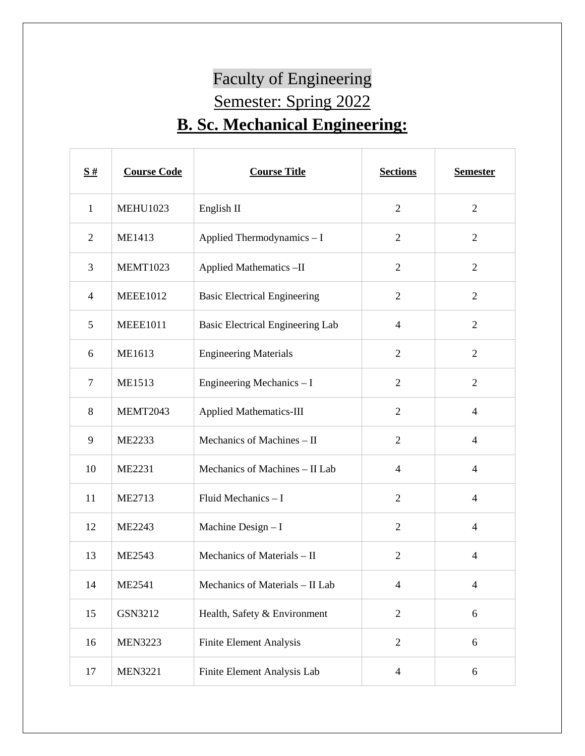# Faculty of Engineering

## Semester: Spring 2022

## **B. Sc. Mechanical Engineering:**

| S # | Course Code | Course Title | Sections | Semester |
|---|---|---|---|---|
| 1 | MEHU1023 | English II | 2 | 2 |
| 2 | ME1413 | Applied Thermodynamics – I | 2 | 2 |
| 3 | MEMT1023 | Applied Mathematics –II | 2 | 2 |
| 4 | MEEE1012 | Basic Electrical Engineering | 2 | 2 |
| 5 | MEEE1011 | Basic Electrical Engineering Lab | 4 | 2 |
| 6 | ME1613 | Engineering Materials | 2 | 2 |
| 7 | ME1513 | Engineering Mechanics – I | 2 | 2 |
| 8 | MEMT2043 | Applied Mathematics-III | 2 | 4 |
| 9 | ME2233 | Mechanics of Machines – II | 2 | 4 |
| 10 | ME2231 | Mechanics of Machines – II Lab | 4 | 4 |
| 11 | ME2713 | Fluid Mechanics – I | 2 | 4 |
| 12 | ME2243 | Machine Design – I | 2 | 4 |
| 13 | ME2543 | Mechanics of Materials – II | 2 | 4 |
| 14 | ME2541 | Mechanics of Materials – II Lab | 4 | 4 |
| 15 | GSN3212 | Health, Safety & Environment | 2 | 6 |
| 16 | MEN3223 | Finite Element Analysis | 2 | 6 |
| 17 | MEN3221 | Finite Element Analysis Lab | 4 | 6 |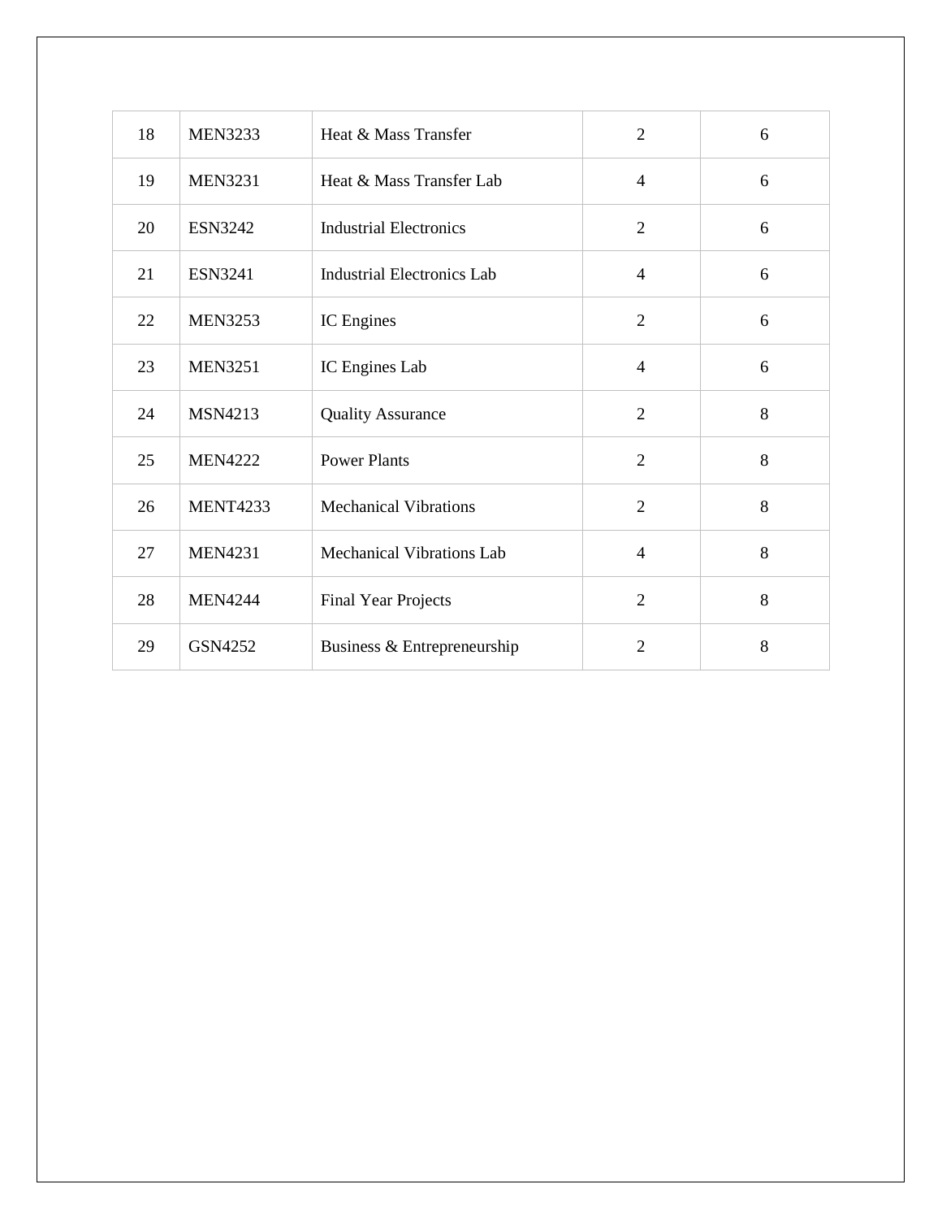| | | | | |
|---|---|---|---|---|
| 18 | MEN3233 | Heat & Mass Transfer | 2 | 6 |
| 19 | MEN3231 | Heat & Mass Transfer Lab | 4 | 6 |
| 20 | ESN3242 | Industrial Electronics | 2 | 6 |
| 21 | ESN3241 | Industrial Electronics Lab | 4 | 6 |
| 22 | MEN3253 | IC Engines | 2 | 6 |
| 23 | MEN3251 | IC Engines Lab | 4 | 6 |
| 24 | MSN4213 | Quality Assurance | 2 | 8 |
| 25 | MEN4222 | Power Plants | 2 | 8 |
| 26 | MENT4233 | Mechanical Vibrations | 2 | 8 |
| 27 | MEN4231 | Mechanical Vibrations Lab | 4 | 8 |
| 28 | MEN4244 | Final Year Projects | 2 | 8 |
| 29 | GSN4252 | Business & Entrepreneurship | 2 | 8 |